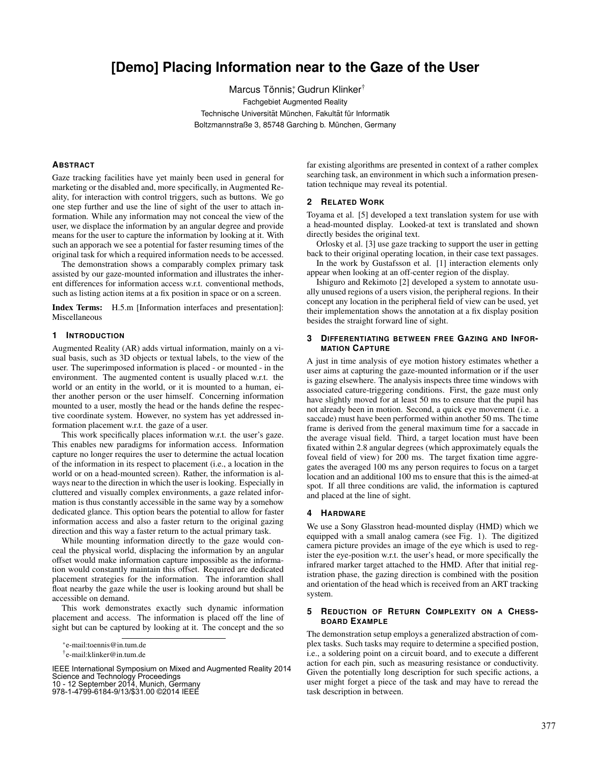# [Demo] Placing Information near to the Gaze of the User

Marcus Tönnis[*], Gudrun Klinker[†]

Fachgebiet Augmented Reality
Technische Universität München, Fakultät für Informatik
Boltzmannstraße 3, 85748 Garching b. München, Germany

## Abstract

Gaze tracking facilities have yet mainly been used in general for marketing or the disabled and, more specifically, in Augmented Reality, for interaction with control triggers, such as buttons. We go one step further and use the line of sight of the user to attach information. While any information may not conceal the view of the user, we displace the information by an angular degree and provide means for the user to capture the information by looking at it. With such an apporach we see a potential for faster resuming times of the original task for which a required information needs to be accessed.

The demonstration shows a comparably complex primary task assisted by our gaze-mounted information and illustrates the inherent differences for information access w.r.t. conventional methods, such as listing action items at a fix position in space or on a screen.

**Index Terms:** H.5.m [Information interfaces and presentation]: Miscellaneous

## 1 Introduction

Augmented Reality (AR) adds virtual information, mainly on a visual basis, such as 3D objects or textual labels, to the view of the user. The superimposed information is placed - or mounted - in the environment. The augmented content is usually placed w.r.t. the world or an entity in the world, or it is mounted to a human, either another person or the user himself. Concerning information mounted to a user, mostly the head or the hands define the respective coordinate system. However, no system has yet addressed information placement w.r.t. the gaze of a user.

This work specifically places information w.r.t. the user's gaze. This enables new paradigms for information access. Information capture no longer requires the user to determine the actual location of the information in its respect to placement (i.e., a location in the world or on a head-mounted screen). Rather, the information is always near to the direction in which the user is looking. Especially in cluttered and visually complex environments, a gaze related information is thus constantly accessible in the same way by a somehow dedicated glance. This option bears the potential to allow for faster information access and also a faster return to the original gazing direction and this way a faster return to the actual primary task.

While mounting information directly to the gaze would conceal the physical world, displacing the information by an angular offset would make information capture impossible as the information would constantly maintain this offset. Required are dedicated placement strategies for the information. The inforamtion shall float nearby the gaze while the user is looking around but shall be accessible on demand.

This work demonstrates exactly such dynamic information placement and access. The information is placed off the line of sight but can be captured by looking at it. The concept and the so far existing algorithms are presented in context of a rather complex searching task, an environment in which such a information presentation technique may reveal its potential.

[*] e-mail:toennis@in.tum.de

[†] e-mail:klinker@in.tum.de

IEEE International Symposium on Mixed and Augmented Reality 2014
Science and Technology Proceedings
10 - 12 September 2014, Munich, Germany
978-1-4799-6184-9/13/$31.00 ©2014 IEEE

## 2 Related Work

Toyama et al. [5] developed a text translation system for use with a head-mounted display. Looked-at text is translated and shown directly besides the original text.

Orlosky et al. [3] use gaze tracking to support the user in getting back to their original operating location, in their case text passages.

In the work by Gustafsson et al. [1] interaction elements only appear when looking at an off-center region of the display.

Ishiguro and Rekimoto [2] developed a system to annotate usually unused regions of a users vision, the peripheral regions. In their concept any location in the peripheral field of view can be used, yet their implementation shows the annotation at a fix display position besides the straight forward line of sight.

## 3 Differentiating between free Gazing and Information Capture

A just in time analysis of eye motion history estimates whether a user aims at capturing the gaze-mounted information or if the user is gazing elsewhere. The analysis inspects three time windows with associated cature-triggering conditions. First, the gaze must only have slightly moved for at least 50 ms to ensure that the pupil has not already been in motion. Second, a quick eye movement (i.e. a saccade) must have been performed within another 50 ms. The time frame is derived from the general maximum time for a saccade in the average visual field. Third, a target location must have been fixated within 2.8 angular degrees (which approximately equals the foveal field of view) for 200 ms. The target fixation time aggregates the averaged 100 ms any person requires to focus on a target location and an additional 100 ms to ensure that this is the aimed-at spot. If all three conditions are valid, the information is captured and placed at the line of sight.

## 4 Hardware

We use a Sony Glasstron head-mounted display (HMD) which we equipped with a small analog camera (see Fig. 1). The digitized camera picture provides an image of the eye which is used to register the eye-position w.r.t. the user's head, or more specifically the infrared marker target attached to the HMD. After that initial registration phase, the gazing direction is combined with the position and orientation of the head which is received from an ART tracking system.

## 5 Reduction of Return Complexity on a Chessboard Example

The demonstration setup employs a generalized abstraction of complex tasks. Such tasks may require to determine a specified postion, i.e., a soldering point on a circuit board, and to execute a different action for each pin, such as measuring resistance or conductivity. Given the potentially long description for such specific actions, a user might forget a piece of the task and may have to reread the task description in between.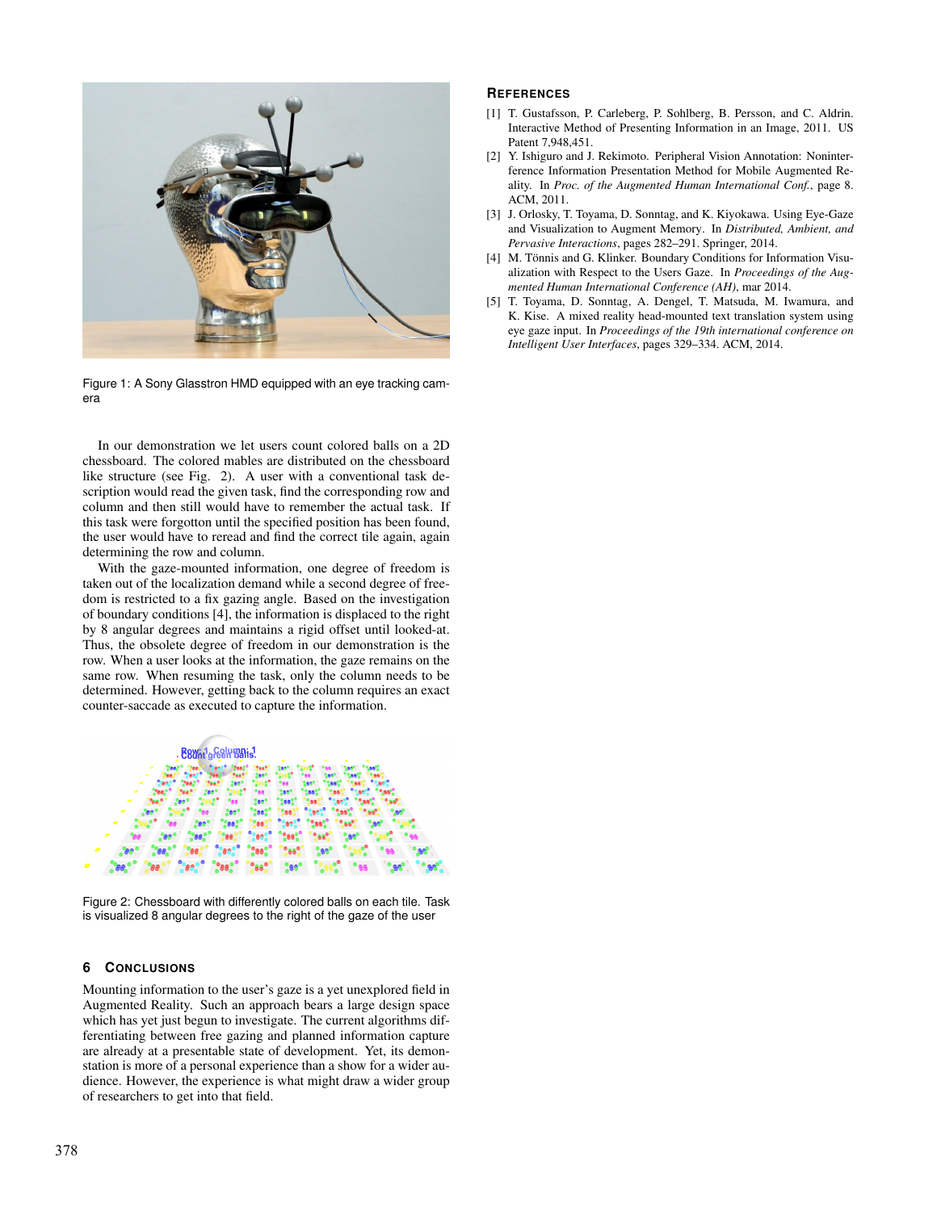Figure 1: A Sony Glasstron HMD equipped with an eye tracking camera

In our demonstration we let users count colored balls on a 2D chessboard. The colored mables are distributed on the chessboard like structure (see Fig. 2). A user with a conventional task description would read the given task, find the corresponding row and column and then still would have to remember the actual task. If this task were forgotton until the specified position has been found, the user would have to reread and find the correct tile again, again determining the row and column.

With the gaze-mounted information, one degree of freedom is taken out of the localization demand while a second degree of freedom is restricted to a fix gazing angle. Based on the investigation of boundary conditions [4], the information is displaced to the right by 8 angular degrees and maintains a rigid offset until looked-at. Thus, the obsolete degree of freedom in our demonstration is the row. When a user looks at the information, the gaze remains on the same row. When resuming the task, only the column needs to be determined. However, getting back to the column requires an exact counter-saccade as executed to capture the information.

Figure 2: Chessboard with differently colored balls on each tile. Task is visualized 8 angular degrees to the right of the gaze of the user

## 6 Conclusions

Mounting information to the user's gaze is a yet unexplored field in Augmented Reality. Such an approach bears a large design space which has yet just begun to investigate. The current algorithms differentiating between free gazing and planned information capture are already at a presentable state of development. Yet, its demonstation is more of a personal experience than a show for a wider audience. However, the experience is what might draw a wider group of researchers to get into that field.

## References

[1] T. Gustafsson, P. Carleberg, P. Sohlberg, B. Persson, and C. Aldrin. Interactive Method of Presenting Information in an Image, 2011. US Patent 7,948,451.

[2] Y. Ishiguro and J. Rekimoto. Peripheral Vision Annotation: Noninterference Information Presentation Method for Mobile Augmented Reality. In *Proc. of the Augmented Human International Conf.*, page 8. ACM, 2011.

[3] J. Orlosky, T. Toyama, D. Sonntag, and K. Kiyokawa. Using Eye-Gaze and Visualization to Augment Memory. In *Distributed, Ambient, and Pervasive Interactions*, pages 282–291. Springer, 2014.

[4] M. Tönnis and G. Klinker. Boundary Conditions for Information Visualization with Respect to the Users Gaze. In *Proceedings of the Augmented Human International Conference (AH)*, mar 2014.

[5] T. Toyama, D. Sonntag, A. Dengel, T. Matsuda, M. Iwamura, and K. Kise. A mixed reality head-mounted text translation system using eye gaze input. In *Proceedings of the 19th international conference on Intelligent User Interfaces*, pages 329–334. ACM, 2014.